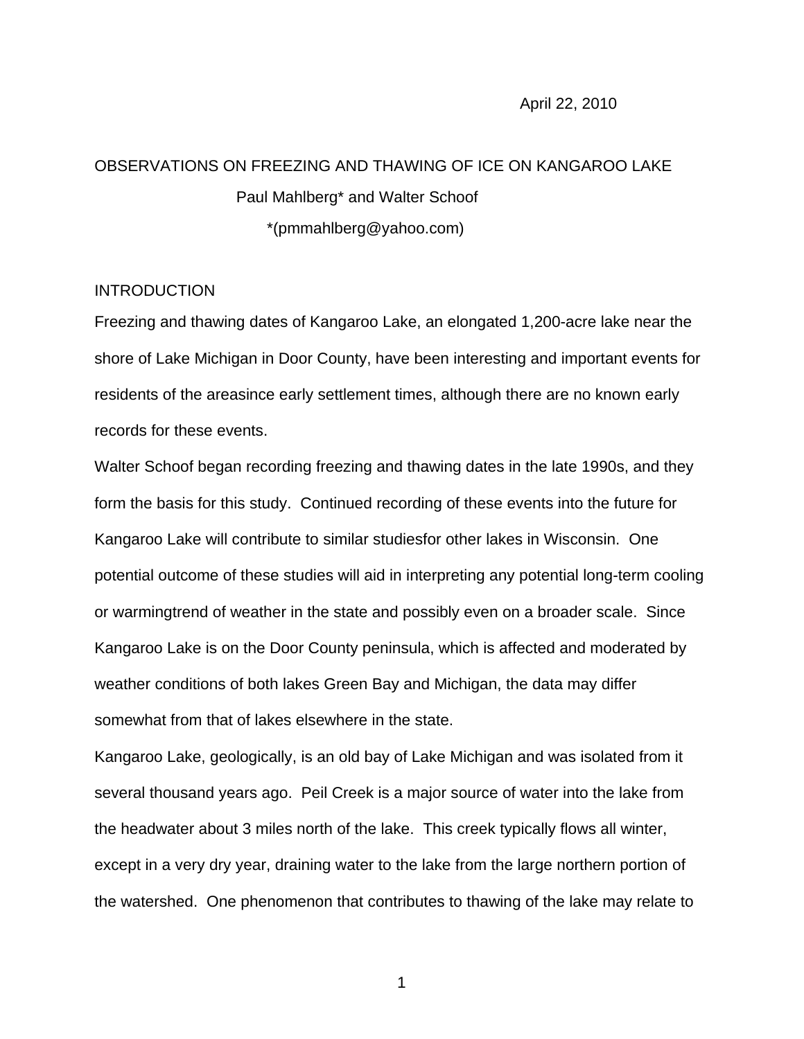April 22, 2010

# OBSERVATIONS ON FREEZING AND THAWING OF ICE ON KANGAROO LAKE

Paul Mahlberg* and Walter Schoof

*(pmmahlberg@yahoo.com)

## INTRODUCTION

Freezing and thawing dates of Kangaroo Lake, an elongated 1,200-acre lake near the shore of Lake Michigan in Door County, have been interesting and important events for residents of the areasince early settlement times, although there are no known early records for these events.

Walter Schoof began recording freezing and thawing dates in the late 1990s, and they form the basis for this study. Continued recording of these events into the future for Kangaroo Lake will contribute to similar studiesfor other lakes in Wisconsin. One potential outcome of these studies will aid in interpreting any potential long-term cooling or warmingtrend of weather in the state and possibly even on a broader scale. Since Kangaroo Lake is on the Door County peninsula, which is affected and moderated by weather conditions of both lakes Green Bay and Michigan, the data may differ somewhat from that of lakes elsewhere in the state.

Kangaroo Lake, geologically, is an old bay of Lake Michigan and was isolated from it several thousand years ago. Peil Creek is a major source of water into the lake from the headwater about 3 miles north of the lake. This creek typically flows all winter, except in a very dry year, draining water to the lake from the large northern portion of the watershed. One phenomenon that contributes to thawing of the lake may relate to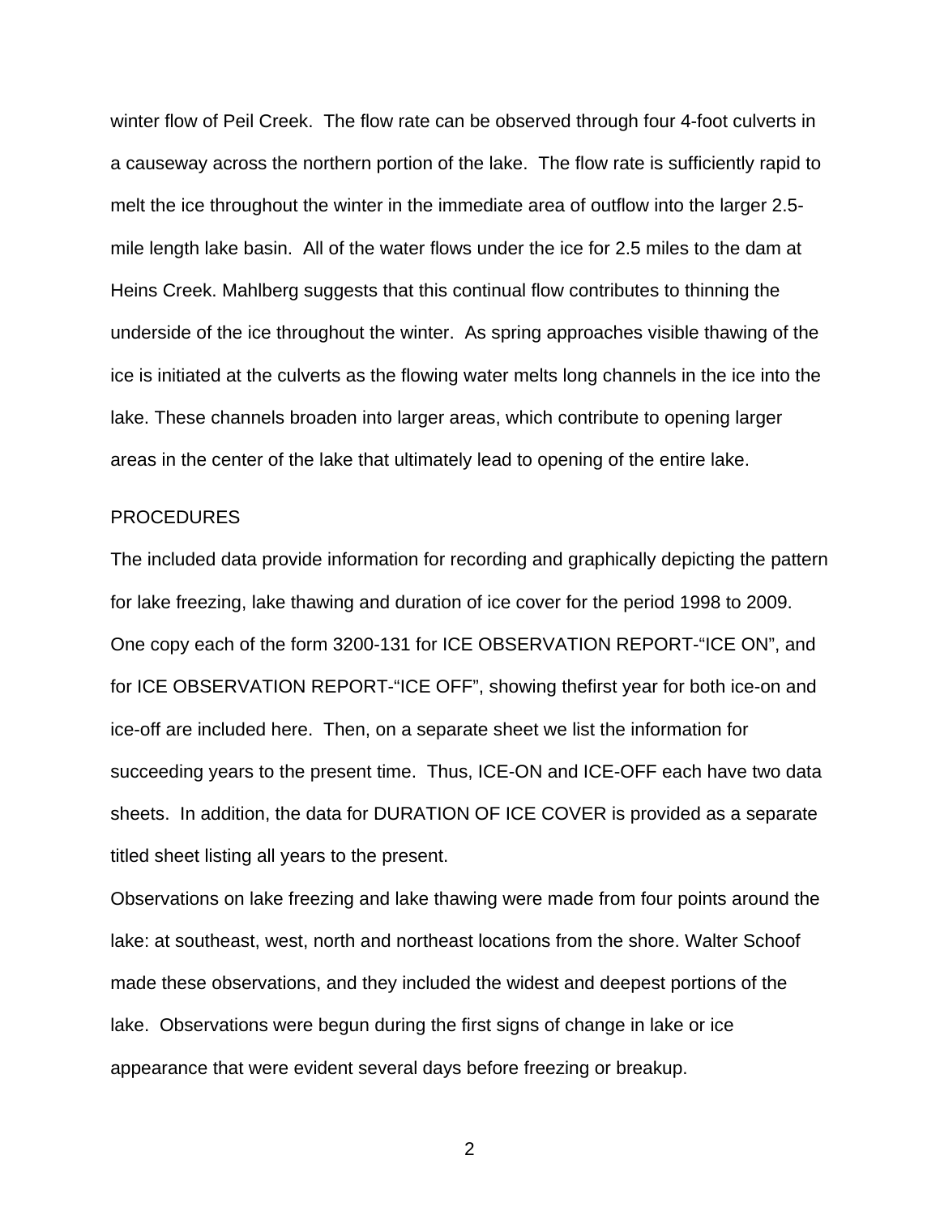winter flow of Peil Creek. The flow rate can be observed through four 4-foot culverts in a causeway across the northern portion of the lake. The flow rate is sufficiently rapid to melt the ice throughout the winter in the immediate area of outflow into the larger 2.5-mile length lake basin. All of the water flows under the ice for 2.5 miles to the dam at Heins Creek. Mahlberg suggests that this continual flow contributes to thinning the underside of the ice throughout the winter. As spring approaches visible thawing of the ice is initiated at the culverts as the flowing water melts long channels in the ice into the lake. These channels broaden into larger areas, which contribute to opening larger areas in the center of the lake that ultimately lead to opening of the entire lake.

## PROCEDURES

The included data provide information for recording and graphically depicting the pattern for lake freezing, lake thawing and duration of ice cover for the period 1998 to 2009. One copy each of the form 3200-131 for ICE OBSERVATION REPORT-"ICE ON", and for ICE OBSERVATION REPORT-"ICE OFF", showing thefirst year for both ice-on and ice-off are included here. Then, on a separate sheet we list the information for succeeding years to the present time. Thus, ICE-ON and ICE-OFF each have two data sheets. In addition, the data for DURATION OF ICE COVER is provided as a separate titled sheet listing all years to the present.

Observations on lake freezing and lake thawing were made from four points around the lake: at southeast, west, north and northeast locations from the shore. Walter Schoof made these observations, and they included the widest and deepest portions of the lake. Observations were begun during the first signs of change in lake or ice appearance that were evident several days before freezing or breakup.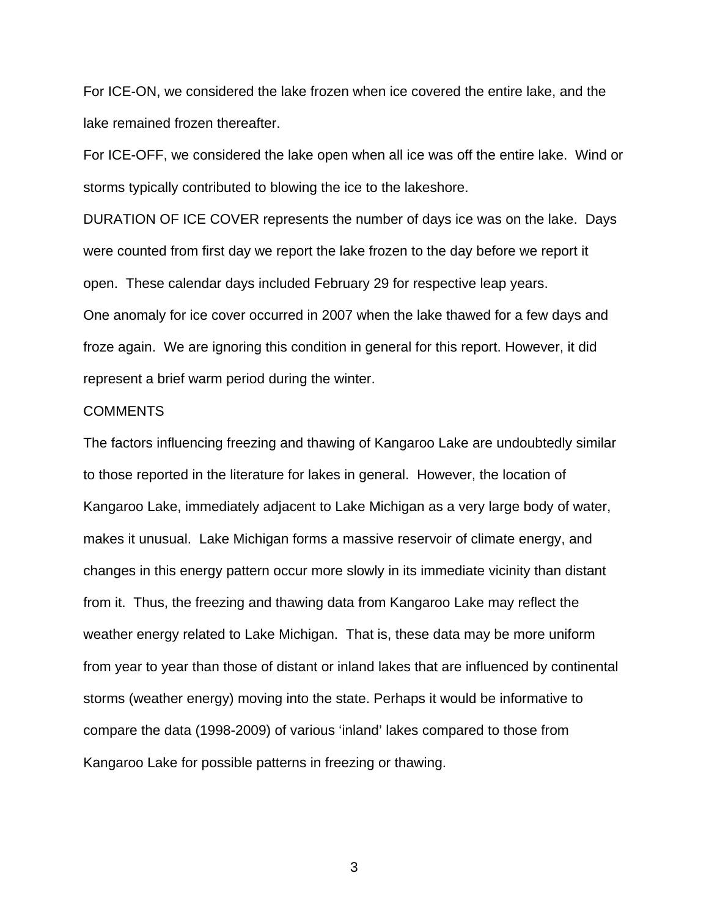For ICE-ON, we considered the lake frozen when ice covered the entire lake, and the lake remained frozen thereafter.

For ICE-OFF, we considered the lake open when all ice was off the entire lake. Wind or storms typically contributed to blowing the ice to the lakeshore.

DURATION OF ICE COVER represents the number of days ice was on the lake. Days were counted from first day we report the lake frozen to the day before we report it open. These calendar days included February 29 for respective leap years.

One anomaly for ice cover occurred in 2007 when the lake thawed for a few days and froze again. We are ignoring this condition in general for this report. However, it did represent a brief warm period during the winter.

COMMENTS

The factors influencing freezing and thawing of Kangaroo Lake are undoubtedly similar to those reported in the literature for lakes in general. However, the location of Kangaroo Lake, immediately adjacent to Lake Michigan as a very large body of water, makes it unusual. Lake Michigan forms a massive reservoir of climate energy, and changes in this energy pattern occur more slowly in its immediate vicinity than distant from it. Thus, the freezing and thawing data from Kangaroo Lake may reflect the weather energy related to Lake Michigan. That is, these data may be more uniform from year to year than those of distant or inland lakes that are influenced by continental storms (weather energy) moving into the state. Perhaps it would be informative to compare the data (1998-2009) of various 'inland' lakes compared to those from Kangaroo Lake for possible patterns in freezing or thawing.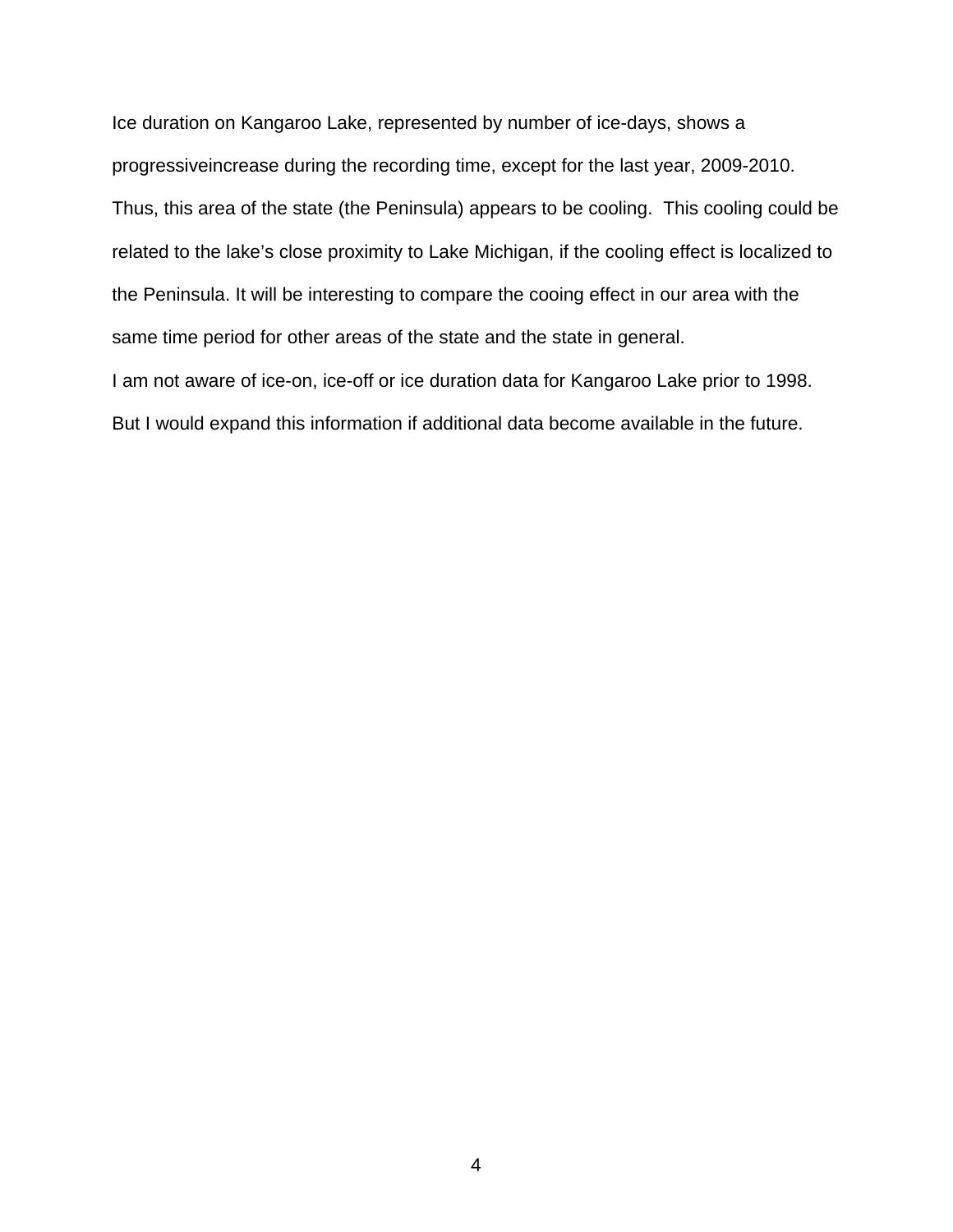Ice duration on Kangaroo Lake, represented by number of ice-days, shows a progressiveincrease during the recording time, except for the last year, 2009-2010. Thus, this area of the state (the Peninsula) appears to be cooling. This cooling could be related to the lake's close proximity to Lake Michigan, if the cooling effect is localized to the Peninsula. It will be interesting to compare the cooing effect in our area with the same time period for other areas of the state and the state in general.

I am not aware of ice-on, ice-off or ice duration data for Kangaroo Lake prior to 1998. But I would expand this information if additional data become available in the future.